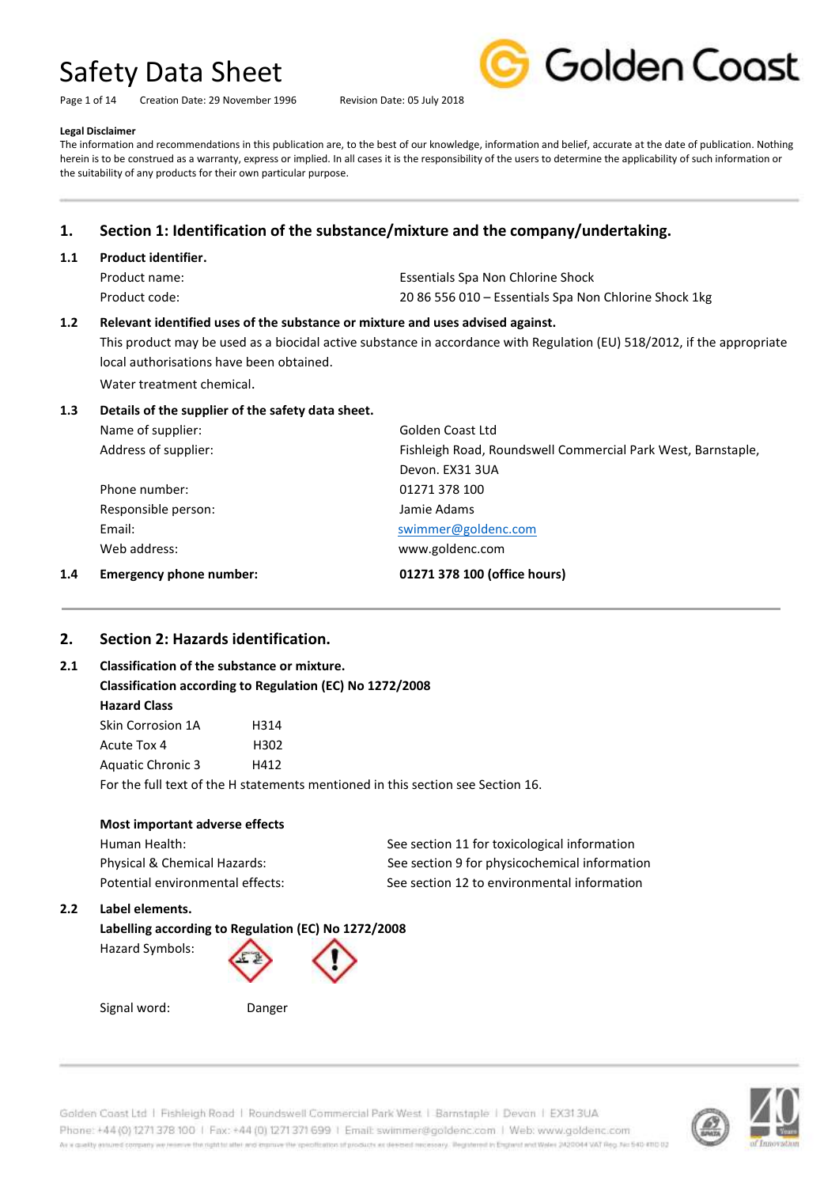# Safety Data Sheet

Creation Date: 29 November 1996 Revision Date: 05 July 2018

**Legal Disclaimer**

The information and recommendations in this publication are, to the best of our knowledge, information and belief, accurate at the date of publication. Nothing herein is to be construed as a warranty, express or implied. In all cases it is the responsibility of the users to determine the applicability of such information or the suitability of any products for their own particular purpose.

## 1. Section 1: Identification of the substance/mixture and the company/undertaking.

### 1.1 Product identifier.

| | |
|---|---|
| Product name: | Essentials Spa Non Chlorine Shock |
| Product code: | 20 86 556 010 – Essentials Spa Non Chlorine Shock 1kg |

### 1.2 Relevant identified uses of the substance or mixture and uses advised against.

This product may be used as a biocidal active substance in accordance with Regulation (EU) 518/2012, if the appropriate local authorisations have been obtained.

Water treatment chemical.

### 1.3 Details of the supplier of the safety data sheet.

| | |
|---|---|
| Name of supplier: | Golden Coast Ltd |
| Address of supplier: | Fishleigh Road, Roundswell Commercial Park West, Barnstaple, Devon. EX31 3UA |
| Phone number: | 01271 378 100 |
| Responsible person: | Jamie Adams |
| Email: | swimmer@goldenc.com |
| Web address: | www.goldenc.com |

### 1.4 Emergency phone number: **01271 378 100 (office hours)**

## 2. Section 2: Hazards identification.

### 2.1 Classification of the substance or mixture.

**Classification according to Regulation (EC) No 1272/2008**

**Hazard Class**

| | |
|---|---|
| Skin Corrosion 1A | H314 |
| Acute Tox 4 | H302 |
| Aquatic Chronic 3 | H412 |

For the full text of the H statements mentioned in this section see Section 16.

**Most important adverse effects**

| | |
|---|---|
| Human Health: | See section 11 for toxicological information |
| Physical & Chemical Hazards: | See section 9 for physicochemical information |
| Potential environmental effects: | See section 12 to environmental information |

### 2.2 Label elements.

**Labelling according to Regulation (EC) No 1272/2008**

Hazard Symbols:

Signal word: Danger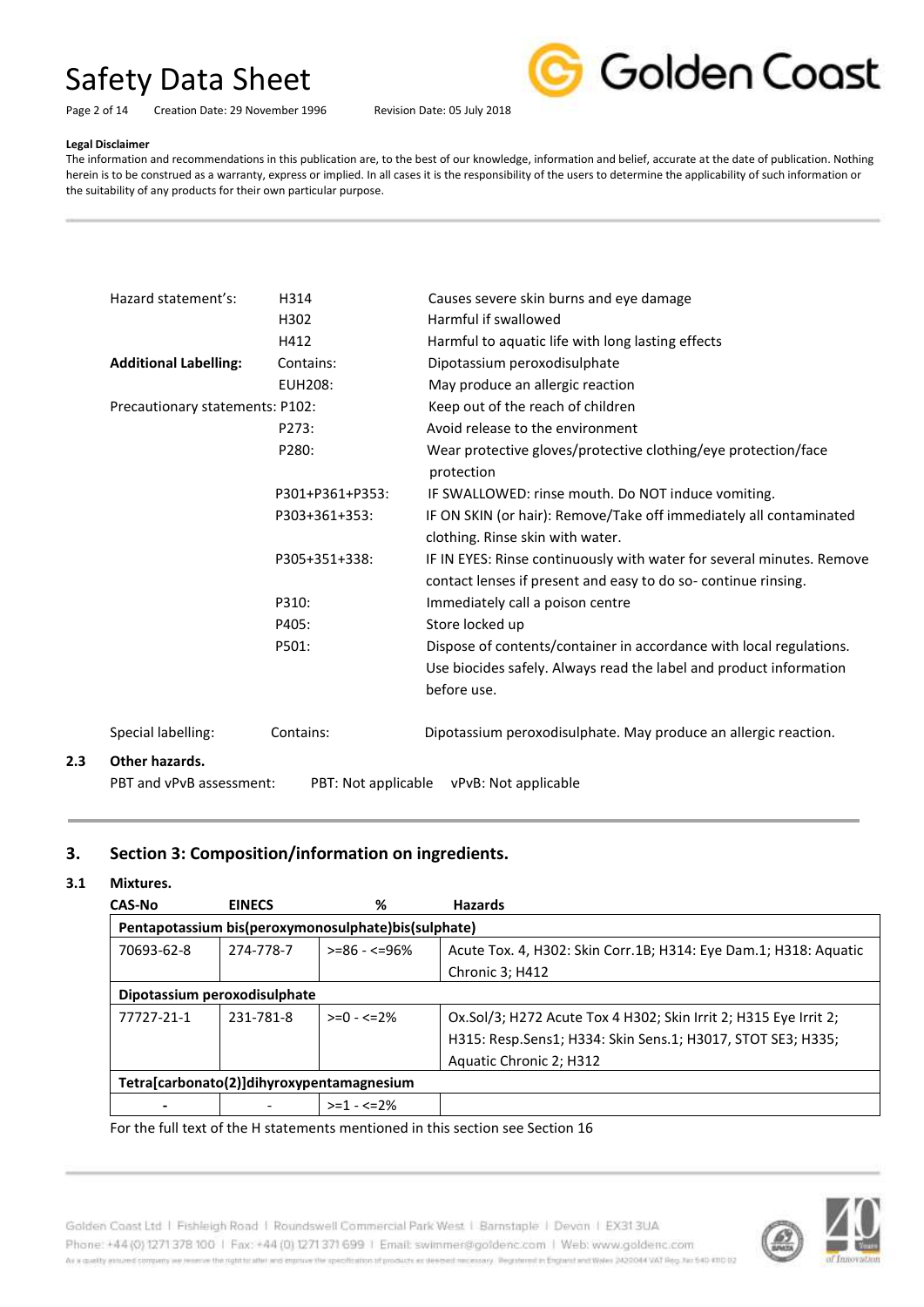**Legal Disclaimer**

The information and recommendations in this publication are, to the best of our knowledge, information and belief, accurate at the date of publication. Nothing herein is to be construed as a warranty, express or implied. In all cases it is the responsibility of the users to determine the applicability of such information or the suitability of any products for their own particular purpose.

| | | |
|---|---|---|
| Hazard statement's: | H314 | Causes severe skin burns and eye damage |
| | H302 | Harmful if swallowed |
| | H412 | Harmful to aquatic life with long lasting effects |
| **Additional Labelling:** | Contains: | Dipotassium peroxodisulphate |
| | EUH208: | May produce an allergic reaction |
| Precautionary statements: | P102: | Keep out of the reach of children |
| | P273: | Avoid release to the environment |
| | P280: | Wear protective gloves/protective clothing/eye protection/face protection |
| | P301+P361+P353: | IF SWALLOWED: rinse mouth. Do NOT induce vomiting. |
| | P303+361+353: | IF ON SKIN (or hair): Remove/Take off immediately all contaminated clothing. Rinse skin with water. |
| | P305+351+338: | IF IN EYES: Rinse continuously with water for several minutes. Remove contact lenses if present and easy to do so- continue rinsing. |
| | P310: | Immediately call a poison centre |
| | P405: | Store locked up |
| | P501: | Dispose of contents/container in accordance with local regulations. Use biocides safely. Always read the label and product information before use. |
| Special labelling: | Contains: | Dipotassium peroxodisulphate. May produce an allergic reaction. |

### 2.3 Other hazards.

PBT and vPvB assessment: PBT: Not applicable vPvB: Not applicable

## 3. Section 3: Composition/information on ingredients.

### 3.1 Mixtures.

| CAS-No | EINECS | % | Hazards |
|---|---|---|---|
| **Pentapotassium bis(peroxymonosulphate)bis(sulphate)** | | | |
| 70693-62-8 | 274-778-7 | >=86 - <=96% | Acute Tox. 4, H302: Skin Corr.1B; H314: Eye Dam.1; H318: Aquatic Chronic 3; H412 |
| **Dipotassium peroxodisulphate** | | | |
| 77727-21-1 | 231-781-8 | >=0 - <=2% | Ox.Sol/3; H272 Acute Tox 4 H302; Skin Irrit 2; H315 Eye Irrit 2; H315: Resp.Sens1; H334: Skin Sens.1; H3017, STOT SE3; H335; Aquatic Chronic 2; H312 |
| **Tetra[carbonato(2)]dihyroxypentamagnesium** | | | |
| - | - | >=1 - <=2% | |

For the full text of the H statements mentioned in this section see Section 16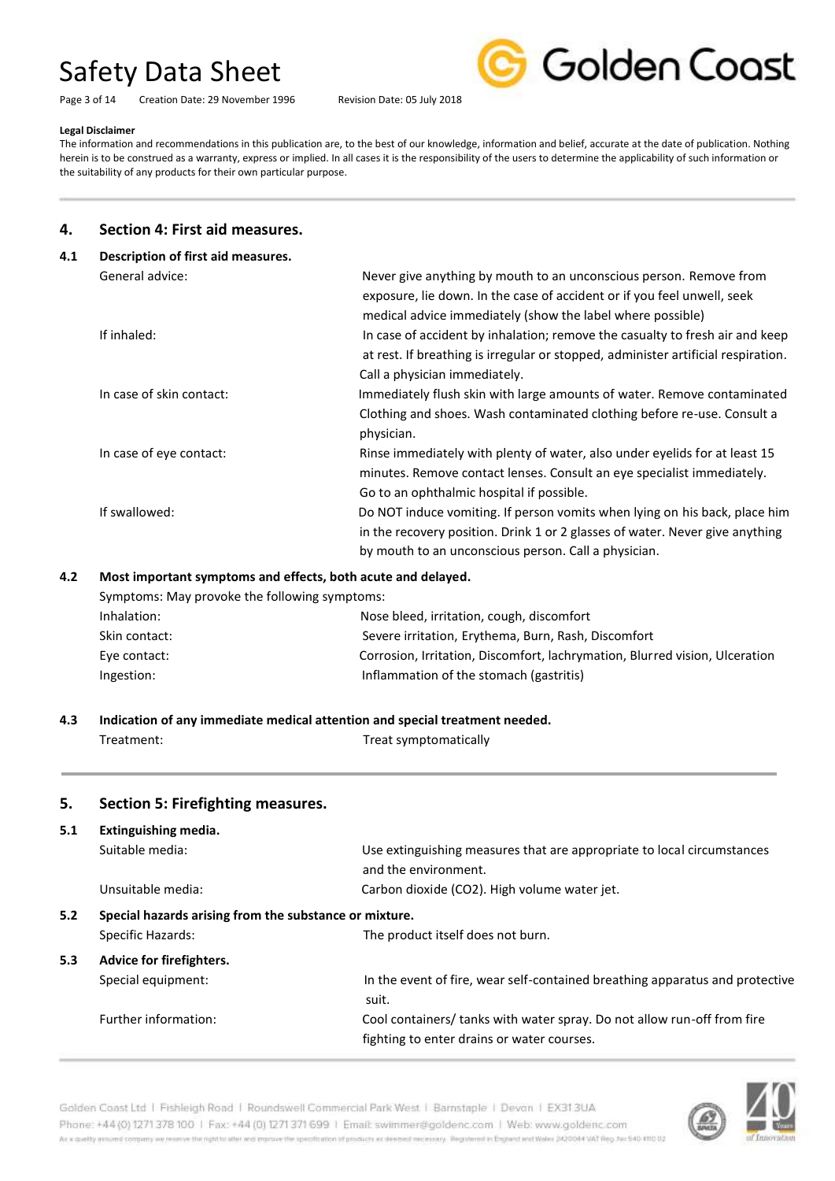**Legal Disclaimer**

The information and recommendations in this publication are, to the best of our knowledge, information and belief, accurate at the date of publication. Nothing herein is to be construed as a warranty, express or implied. In all cases it is the responsibility of the users to determine the applicability of such information or the suitability of any products for their own particular purpose.

## 4. Section 4: First aid measures.

### 4.1 Description of first aid measures.

| | |
|---|---|
| General advice: | Never give anything by mouth to an unconscious person. Remove from exposure, lie down. In the case of accident or if you feel unwell, seek medical advice immediately (show the label where possible) |
| If inhaled: | In case of accident by inhalation; remove the casualty to fresh air and keep at rest. If breathing is irregular or stopped, administer artificial respiration. Call a physician immediately. |
| In case of skin contact: | Immediately flush skin with large amounts of water. Remove contaminated Clothing and shoes. Wash contaminated clothing before re-use. Consult a physician. |
| In case of eye contact: | Rinse immediately with plenty of water, also under eyelids for at least 15 minutes. Remove contact lenses. Consult an eye specialist immediately. Go to an ophthalmic hospital if possible. |
| If swallowed: | Do NOT induce vomiting. If person vomits when lying on his back, place him in the recovery position. Drink 1 or 2 glasses of water. Never give anything by mouth to an unconscious person. Call a physician. |

### 4.2 Most important symptoms and effects, both acute and delayed.

Symptoms: May provoke the following symptoms:

| | |
|---|---|
| Inhalation: | Nose bleed, irritation, cough, discomfort |
| Skin contact: | Severe irritation, Erythema, Burn, Rash, Discomfort |
| Eye contact: | Corrosion, Irritation, Discomfort, lachrymation, Blurred vision, Ulceration |
| Ingestion: | Inflammation of the stomach (gastritis) |

### 4.3 Indication of any immediate medical attention and special treatment needed.

| | |
|---|---|
| Treatment: | Treat symptomatically |

## 5. Section 5: Firefighting measures.

### 5.1 Extinguishing media.

| | |
|---|---|
| Suitable media: | Use extinguishing measures that are appropriate to local circumstances and the environment. |
| Unsuitable media: | Carbon dioxide ($CO_2$). High volume water jet. |

### 5.2 Special hazards arising from the substance or mixture.

| | |
|---|---|
| Specific Hazards: | The product itself does not burn. |

### 5.3 Advice for firefighters.

| | |
|---|---|
| Special equipment: | In the event of fire, wear self-contained breathing apparatus and protective suit. |
| Further information: | Cool containers/ tanks with water spray. Do not allow run-off from fire fighting to enter drains or water courses. |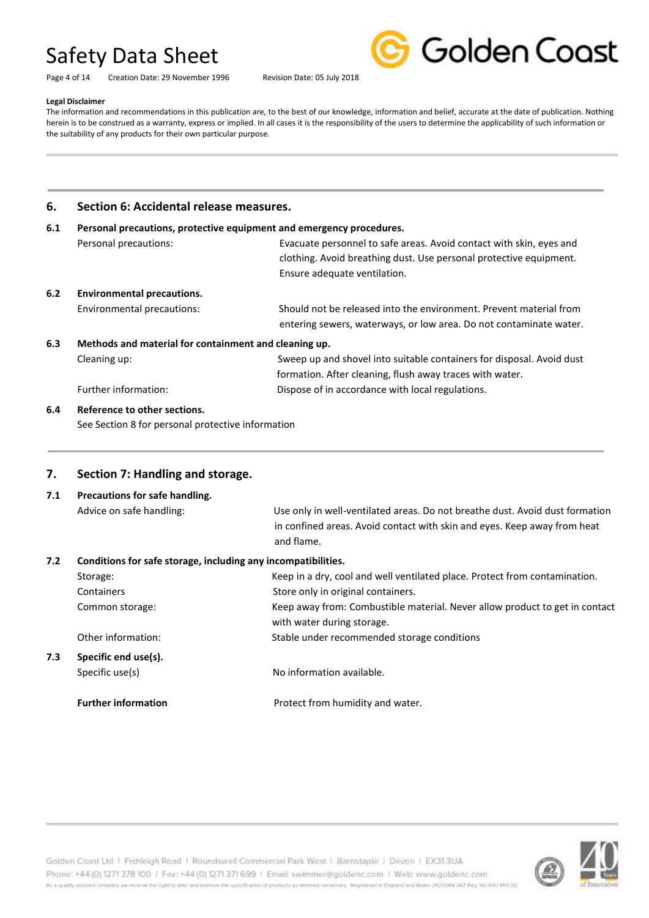**Legal Disclaimer**

The information and recommendations in this publication are, to the best of our knowledge, information and belief, accurate at the date of publication. Nothing herein is to be construed as a warranty, express or implied. In all cases it is the responsibility of the users to determine the applicability of such information or the suitability of any products for their own particular purpose.

## 6. Section 6: Accidental release measures.

### 6.1 Personal precautions, protective equipment and emergency procedures.

| | |
|---|---|
| Personal precautions: | Evacuate personnel to safe areas. Avoid contact with skin, eyes and clothing. Avoid breathing dust. Use personal protective equipment. Ensure adequate ventilation. |

### 6.2 Environmental precautions.

| | |
|---|---|
| Environmental precautions: | Should not be released into the environment. Prevent material from entering sewers, waterways, or low area. Do not contaminate water. |

### 6.3 Methods and material for containment and cleaning up.

| | |
|---|---|
| Cleaning up: | Sweep up and shovel into suitable containers for disposal. Avoid dust formation. After cleaning, flush away traces with water. |
| Further information: | Dispose of in accordance with local regulations. |

### 6.4 Reference to other sections.

See Section 8 for personal protective information

## 7. Section 7: Handling and storage.

### 7.1 Precautions for safe handling.

| | |
|---|---|
| Advice on safe handling: | Use only in well-ventilated areas. Do not breathe dust. Avoid dust formation in confined areas. Avoid contact with skin and eyes. Keep away from heat and flame. |

### 7.2 Conditions for safe storage, including any incompatibilities.

| | |
|---|---|
| Storage: | Keep in a dry, cool and well ventilated place. Protect from contamination. |
| Containers | Store only in original containers. |
| Common storage: | Keep away from: Combustible material. Never allow product to get in contact with water during storage. |
| Other information: | Stable under recommended storage conditions |

### 7.3 Specific end use(s).

| | |
|---|---|
| Specific use(s) | No information available. |
| **Further information** | Protect from humidity and water. |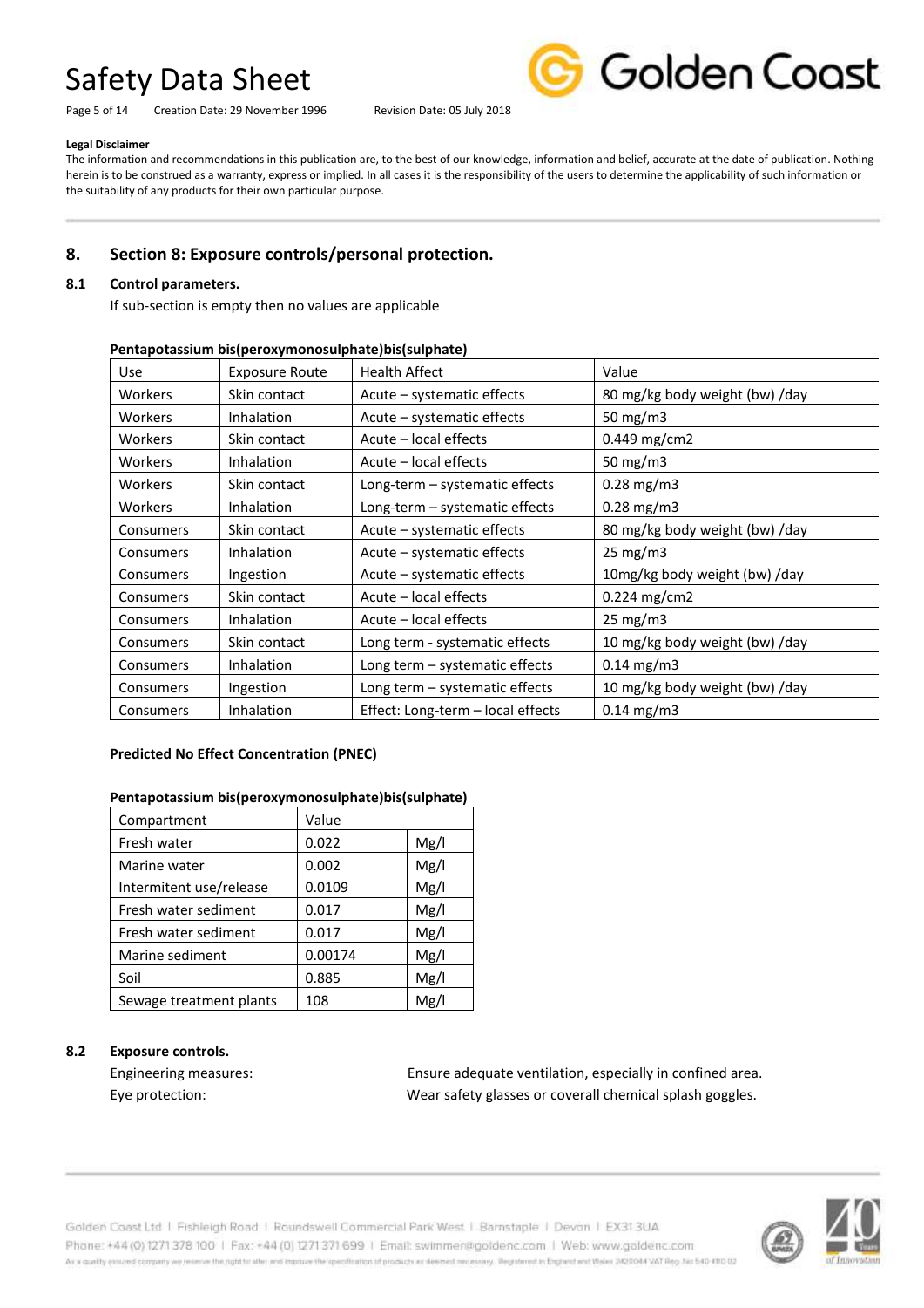**Legal Disclaimer**

The information and recommendations in this publication are, to the best of our knowledge, information and belief, accurate at the date of publication. Nothing herein is to be construed as a warranty, express or implied. In all cases it is the responsibility of the users to determine the applicability of such information or the suitability of any products for their own particular purpose.

## 8. Section 8: Exposure controls/personal protection.

### 8.1 Control parameters.

If sub-section is empty then no values are applicable

**Pentapotassium bis(peroxymonosulphate)bis(sulphate)**

| Use | Exposure Route | Health Affect | Value |
|---|---|---|---|
| Workers | Skin contact | Acute – systematic effects | 80 mg/kg body weight (bw) /day |
| Workers | Inhalation | Acute – systematic effects | 50 mg/m3 |
| Workers | Skin contact | Acute – local effects | 0.449 mg/cm2 |
| Workers | Inhalation | Acute – local effects | 50 mg/m3 |
| Workers | Skin contact | Long-term – systematic effects | 0.28 mg/m3 |
| Workers | Inhalation | Long-term – systematic effects | 0.28 mg/m3 |
| Consumers | Skin contact | Acute – systematic effects | 80 mg/kg body weight (bw) /day |
| Consumers | Inhalation | Acute – systematic effects | 25 mg/m3 |
| Consumers | Ingestion | Acute – systematic effects | 10mg/kg body weight (bw) /day |
| Consumers | Skin contact | Acute – local effects | 0.224 mg/cm2 |
| Consumers | Inhalation | Acute – local effects | 25 mg/m3 |
| Consumers | Skin contact | Long term - systematic effects | 10 mg/kg body weight (bw) /day |
| Consumers | Inhalation | Long term – systematic effects | 0.14 mg/m3 |
| Consumers | Ingestion | Long term – systematic effects | 10 mg/kg body weight (bw) /day |
| Consumers | Inhalation | Effect: Long-term – local effects | 0.14 mg/m3 |

**Predicted No Effect Concentration (PNEC)**

**Pentapotassium bis(peroxymonosulphate)bis(sulphate)**

| Compartment | Value | |
|---|---|---|
| Fresh water | 0.022 | Mg/l |
| Marine water | 0.002 | Mg/l |
| Intermitent use/release | 0.0109 | Mg/l |
| Fresh water sediment | 0.017 | Mg/l |
| Fresh water sediment | 0.017 | Mg/l |
| Marine sediment | 0.00174 | Mg/l |
| Soil | 0.885 | Mg/l |
| Sewage treatment plants | 108 | Mg/l |

### 8.2 Exposure controls.

Engineering measures: Ensure adequate ventilation, especially in confined area.

Eye protection: Wear safety glasses or coverall chemical splash goggles.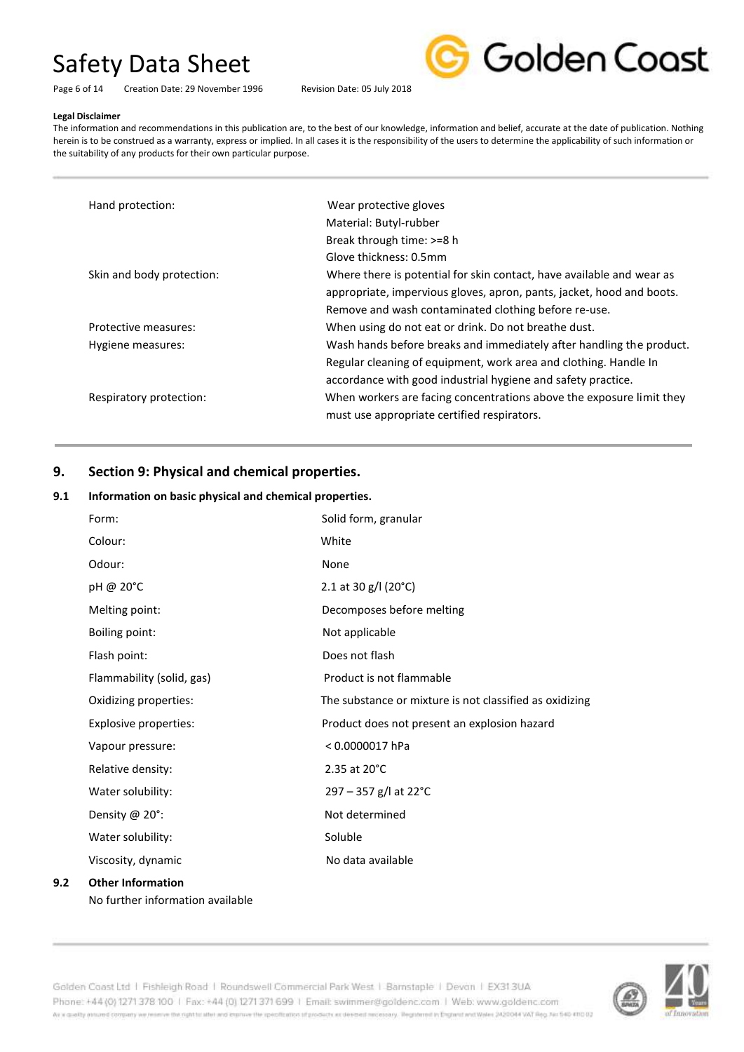**Legal Disclaimer**

The information and recommendations in this publication are, to the best of our knowledge, information and belief, accurate at the date of publication. Nothing herein is to be construed as a warranty, express or implied. In all cases it is the responsibility of the users to determine the applicability of such information or the suitability of any products for their own particular purpose.

| | |
|---|---|
| Hand protection: | Wear protective gloves<br>Material: Butyl-rubber<br>Break through time: >=8 h<br>Glove thickness: 0.5mm |
| Skin and body protection: | Where there is potential for skin contact, have available and wear as appropriate, impervious gloves, apron, pants, jacket, hood and boots. Remove and wash contaminated clothing before re-use. |
| Protective measures: | When using do not eat or drink. Do not breathe dust. |
| Hygiene measures: | Wash hands before breaks and immediately after handling the product. Regular cleaning of equipment, work area and clothing. Handle In accordance with good industrial hygiene and safety practice. |
| Respiratory protection: | When workers are facing concentrations above the exposure limit they must use appropriate certified respirators. |

## 9. Section 9: Physical and chemical properties.

### 9.1 Information on basic physical and chemical properties.

| | |
|---|---|
| Form: | Solid form, granular |
| Colour: | White |
| Odour: | None |
| pH @ 20°C | 2.1 at 30 g/l (20°C) |
| Melting point: | Decomposes before melting |
| Boiling point: | Not applicable |
| Flash point: | Does not flash |
| Flammability (solid, gas) | Product is not flammable |
| Oxidizing properties: | The substance or mixture is not classified as oxidizing |
| Explosive properties: | Product does not present an explosion hazard |
| Vapour pressure: | < 0.0000017 hPa |
| Relative density: | 2.35 at 20°C |
| Water solubility: | 297 – 357 g/l at 22°C |
| Density @ 20°: | Not determined |
| Water solubility: | Soluble |
| Viscosity, dynamic | No data available |

### 9.2 Other Information

No further information available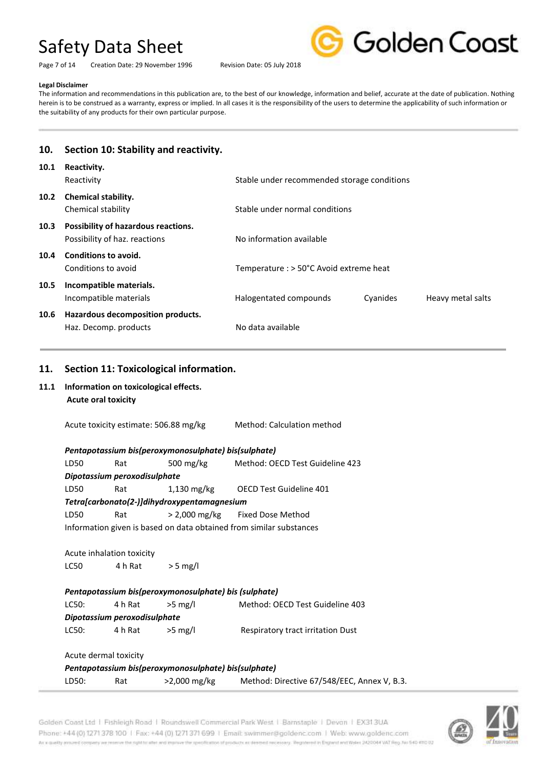**Legal Disclaimer**

The information and recommendations in this publication are, to the best of our knowledge, information and belief, accurate at the date of publication. Nothing herein is to be construed as a warranty, express or implied. In all cases it is the responsibility of the users to determine the applicability of such information or the suitability of any products for their own particular purpose.

## 10. Section 10: Stability and reactivity.

**10.1 Reactivity.**

| | |
|---|---|
| Reactivity | Stable under recommended storage conditions |

**10.2 Chemical stability.**

| | |
|---|---|
| Chemical stability | Stable under normal conditions |

**10.3 Possibility of hazardous reactions.**

| | |
|---|---|
| Possibility of haz. reactions | No information available |

**10.4 Conditions to avoid.**

| | |
|---|---|
| Conditions to avoid | Temperature : > 50°C Avoid extreme heat |

**10.5 Incompatible materials.**

| | | | |
|---|---|---|---|
| Incompatible materials | Halogentated compounds | Cyanides | Heavy metal salts |

**10.6 Hazardous decomposition products.**

| | |
|---|---|
| Haz. Decomp. products | No data available |

## 11. Section 11: Toxicological information.

**11.1 Information on toxicological effects.**

**Acute oral toxicity**

Acute toxicity estimate: 506.88 mg/kg — Method: Calculation method

***Pentapotassium bis(peroxymonosulphate) bis(sulphate)***

| | | | |
|---|---|---|---|
| LD50 | Rat | 500 mg/kg | Method: OECD Test Guideline 423 |

***Dipotassium peroxodisulphate***

| | | | |
|---|---|---|---|
| LD50 | Rat | 1,130 mg/kg | OECD Test Guideline 401 |

***Tetra[carbonato(2-)]dihydroxypentamagnesium***

| | | | |
|---|---|---|---|
| LD50 | Rat | > 2,000 mg/kg | Fixed Dose Method |

Information given is based on data obtained from similar substances

Acute inhalation toxicity

| | | |
|---|---|---|
| LC50 | 4 h Rat | > 5 mg/l |

***Pentapotassium bis(peroxymonosulphate) bis (sulphate)***

| | | | |
|---|---|---|---|
| LC50: | 4 h Rat | >5 mg/l | Method: OECD Test Guideline 403 |

***Dipotassium peroxodisulphate***

| | | | |
|---|---|---|---|
| LC50: | 4 h Rat | >5 mg/l | Respiratory tract irritation Dust |

Acute dermal toxicity

***Pentapotassium bis(peroxymonosulphate) bis(sulphate)***

| | | | |
|---|---|---|---|
| LD50: | Rat | >2,000 mg/kg | Method: Directive 67/548/EEC, Annex V, B.3. |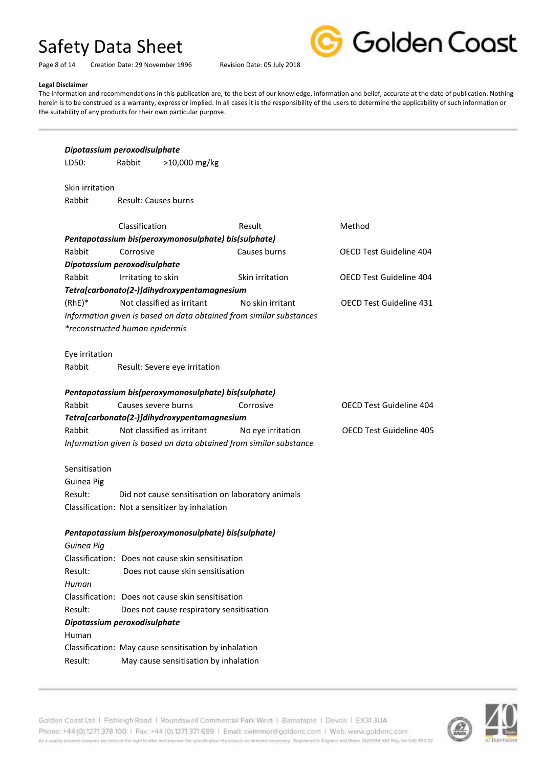**Legal Disclaimer**

The information and recommendations in this publication are, to the best of our knowledge, information and belief, accurate at the date of publication. Nothing herein is to be construed as a warranty, express or implied. In all cases it is the responsibility of the users to determine the applicability of such information or the suitability of any products for their own particular purpose.

***Dipotassium peroxodisulphate***

LD50: Rabbit >10,000 mg/kg

Skin irritation

Rabbit Result: Causes burns

| | Classification | Result | Method |
|---|---|---|---|
| ***Pentapotassium bis(peroxymonosulphate) bis(sulphate)*** | | | |
| Rabbit | Corrosive | Causes burns | OECD Test Guideline 404 |
| ***Dipotassium peroxodisulphate*** | | | |
| Rabbit | Irritating to skin | Skin irritation | OECD Test Guideline 404 |
| ***Tetra[carbonato(2-)]dihydroxypentamagnesium*** | | | |
| (RhE)* | Not classified as irritant | No skin irritant | OECD Test Guideline 431 |

*Information given is based on data obtained from similar substances*

**reconstructed human epidermis*

Eye irritation

Rabbit Result: Severe eye irritation

| | | | |
|---|---|---|---|
| ***Pentapotassium bis(peroxymonosulphate) bis(sulphate)*** | | | |
| Rabbit | Causes severe burns | Corrosive | OECD Test Guideline 404 |
| ***Tetra[carbonato(2-)]dihydroxypentamagnesium*** | | | |
| Rabbit | Not classified as irritant | No eye irritation | OECD Test Guideline 405 |

*Information given is based on data obtained from similar substance*

Sensitisation

Guinea Pig

Result: Did not cause sensitisation on laboratory animals

Classification: Not a sensitizer by inhalation

***Pentapotassium bis(peroxymonosulphate) bis(sulphate)***

*Guinea Pig*

Classification: Does not cause skin sensitisation

Result: Does not cause skin sensitisation

*Human*

Classification: Does not cause skin sensitisation

Result: Does not cause respiratory sensitisation

***Dipotassium peroxodisulphate***

Human

Classification: May cause sensitisation by inhalation

Result: May cause sensitisation by inhalation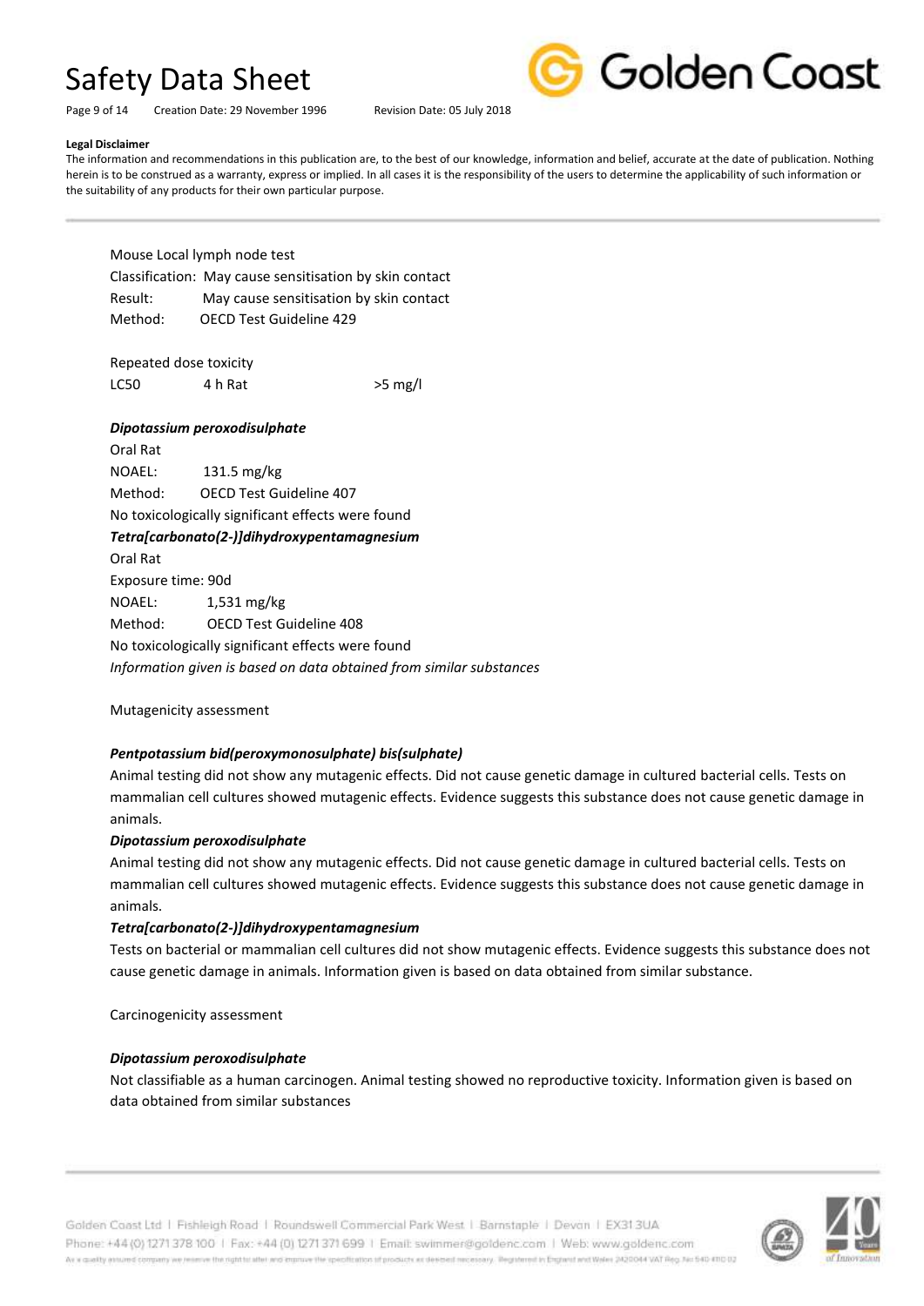**Legal Disclaimer**

The information and recommendations in this publication are, to the best of our knowledge, information and belief, accurate at the date of publication. Nothing herein is to be construed as a warranty, express or implied. In all cases it is the responsibility of the users to determine the applicability of such information or the suitability of any products for their own particular purpose.

Mouse Local lymph node test

Classification: May cause sensitisation by skin contact

Result: May cause sensitisation by skin contact

Method: OECD Test Guideline 429

Repeated dose toxicity

| LC50 | 4 h Rat | >5 mg/l |
|---|---|---|

***Dipotassium peroxodisulphate***

Oral Rat

NOAEL: 131.5 mg/kg

Method: OECD Test Guideline 407

No toxicologically significant effects were found

***Tetra[carbonato(2-)]dihydroxypentamagnesium***

Oral Rat

Exposure time: 90d

NOAEL: 1,531 mg/kg

Method: OECD Test Guideline 408

No toxicologically significant effects were found

*Information given is based on data obtained from similar substances*

Mutagenicity assessment

***Pentpotassium bid(peroxymonosulphate) bis(sulphate)***

Animal testing did not show any mutagenic effects. Did not cause genetic damage in cultured bacterial cells. Tests on mammalian cell cultures showed mutagenic effects. Evidence suggests this substance does not cause genetic damage in animals.

***Dipotassium peroxodisulphate***

Animal testing did not show any mutagenic effects. Did not cause genetic damage in cultured bacterial cells. Tests on mammalian cell cultures showed mutagenic effects. Evidence suggests this substance does not cause genetic damage in animals.

***Tetra[carbonato(2-)]dihydroxypentamagnesium***

Tests on bacterial or mammalian cell cultures did not show mutagenic effects. Evidence suggests this substance does not cause genetic damage in animals. Information given is based on data obtained from similar substance.

Carcinogenicity assessment

***Dipotassium peroxodisulphate***

Not classifiable as a human carcinogen. Animal testing showed no reproductive toxicity. Information given is based on data obtained from similar substances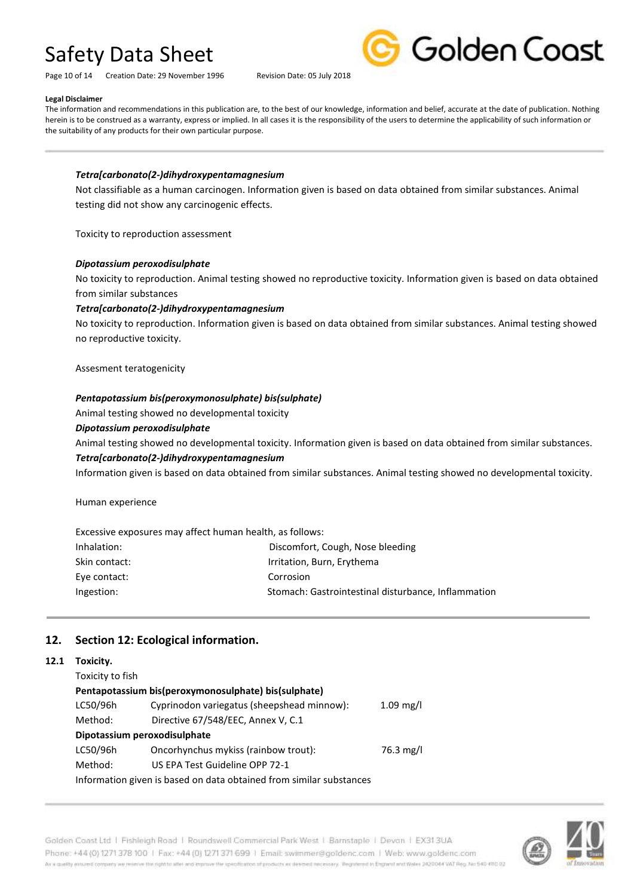#### Legal Disclaimer

The information and recommendations in this publication are, to the best of our knowledge, information and belief, accurate at the date of publication. Nothing herein is to be construed as a warranty, express or implied. In all cases it is the responsibility of the users to determine the applicability of such information or the suitability of any products for their own particular purpose.

***Tetra[carbonato(2-)dihydroxypentamagnesium***

Not classifiable as a human carcinogen. Information given is based on data obtained from similar substances. Animal testing did not show any carcinogenic effects.

Toxicity to reproduction assessment

***Dipotassium peroxodisulphate***

No toxicity to reproduction. Animal testing showed no reproductive toxicity. Information given is based on data obtained from similar substances

***Tetra[carbonato(2-)dihydroxypentamagnesium***

No toxicity to reproduction. Information given is based on data obtained from similar substances. Animal testing showed no reproductive toxicity.

Assesment teratogenicity

***Pentapotassium bis(peroxymonosulphate) bis(sulphate)***

Animal testing showed no developmental toxicity

***Dipotassium peroxodisulphate***

Animal testing showed no developmental toxicity. Information given is based on data obtained from similar substances.

***Tetra[carbonato(2-)dihydroxypentamagnesium***

Information given is based on data obtained from similar substances. Animal testing showed no developmental toxicity.

Human experience

Excessive exposures may affect human health, as follows:

| | |
|---|---|
| Inhalation: | Discomfort, Cough, Nose bleeding |
| Skin contact: | Irritation, Burn, Erythema |
| Eye contact: | Corrosion |
| Ingestion: | Stomach: Gastrointestinal disturbance, Inflammation |

## 12. Section 12: Ecological information.

### 12.1 Toxicity.

Toxicity to fish

**Pentapotassium bis(peroxymonosulphate) bis(sulphate)**

| | | |
|---|---|---|
| LC50/96h | Cyprinodon variegatus (sheepshead minnow): | 1.09 mg/l |
| Method: | Directive 67/548/EEC, Annex V, C.1 | |

**Dipotassium peroxodisulphate**

| | | |
|---|---|---|
| LC50/96h | Oncorhynchus mykiss (rainbow trout): | 76.3 mg/l |
| Method: | US EPA Test Guideline OPP 72-1 | |

Information given is based on data obtained from similar substances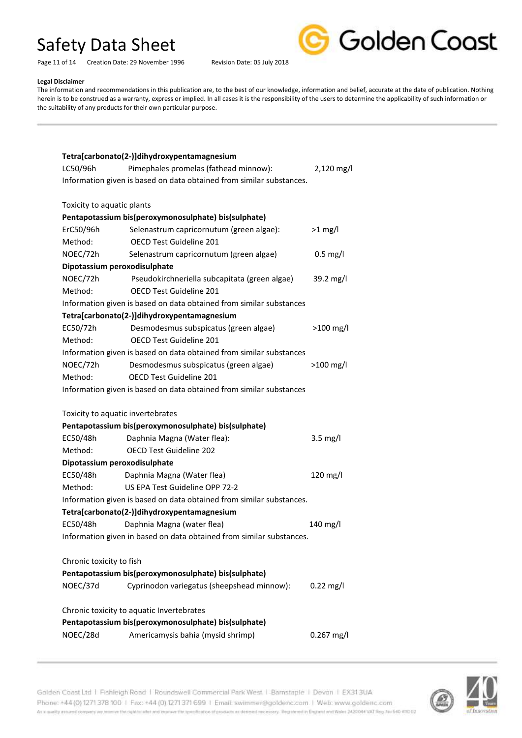**Legal Disclaimer**

The information and recommendations in this publication are, to the best of our knowledge, information and belief, accurate at the date of publication. Nothing herein is to be construed as a warranty, express or implied. In all cases it is the responsibility of the users to determine the applicability of such information or the suitability of any products for their own particular purpose.

**Tetra[carbonato(2-)]dihydroxypentamagnesium**

| | | |
|---|---|---|
| LC50/96h | Pimephales promelas (fathead minnow): | 2,120 mg/l |

Information given is based on data obtained from similar substances.

Toxicity to aquatic plants

**Pentapotassium bis(peroxymonosulphate) bis(sulphate)**

| | | |
|---|---|---|
| ErC50/96h | Selenastrum capricornutum (green algae): | >1 mg/l |
| Method: | OECD Test Guideline 201 | |
| NOEC/72h | Selenastrum capricornutum (green algae) | 0.5 mg/l |

**Dipotassium peroxodisulphate**

| | | |
|---|---|---|
| NOEC/72h | Pseudokirchneriella subcapitata (green algae) | 39.2 mg/l |
| Method: | OECD Test Guideline 201 | |

Information given is based on data obtained from similar substances

**Tetra[carbonato(2-)]dihydroxypentamagnesium**

| | | |
|---|---|---|
| EC50/72h | Desmodesmus subspicatus (green algae) | >100 mg/l |
| Method: | OECD Test Guideline 201 | |

Information given is based on data obtained from similar substances

| | | |
|---|---|---|
| NOEC/72h | Desmodesmus subspicatus (green algae) | >100 mg/l |
| Method: | OECD Test Guideline 201 | |

Information given is based on data obtained from similar substances

Toxicity to aquatic invertebrates

**Pentapotassium bis(peroxymonosulphate) bis(sulphate)**

| | | |
|---|---|---|
| EC50/48h | Daphnia Magna (Water flea): | 3.5 mg/l |
| Method: | OECD Test Guideline 202 | |

**Dipotassium peroxodisulphate**

| | | |
|---|---|---|
| EC50/48h | Daphnia Magna (Water flea) | 120 mg/l |
| Method: | US EPA Test Guideline OPP 72-2 | |

Information given is based on data obtained from similar substances.

**Tetra[carbonato(2-)]dihydroxypentamagnesium**

| | | |
|---|---|---|
| EC50/48h | Daphnia Magna (water flea) | 140 mg/l |

Information given in based on data obtained from similar substances.

Chronic toxicity to fish

**Pentapotassium bis(peroxymonosulphate) bis(sulphate)**

| | | |
|---|---|---|
| NOEC/37d | Cyprinodon variegatus (sheepshead minnow): | 0.22 mg/l |

Chronic toxicity to aquatic Invertebrates

**Pentapotassium bis(peroxymonosulphate) bis(sulphate)**

| | | |
|---|---|---|
| NOEC/28d | Americamysis bahia (mysid shrimp) | 0.267 mg/l |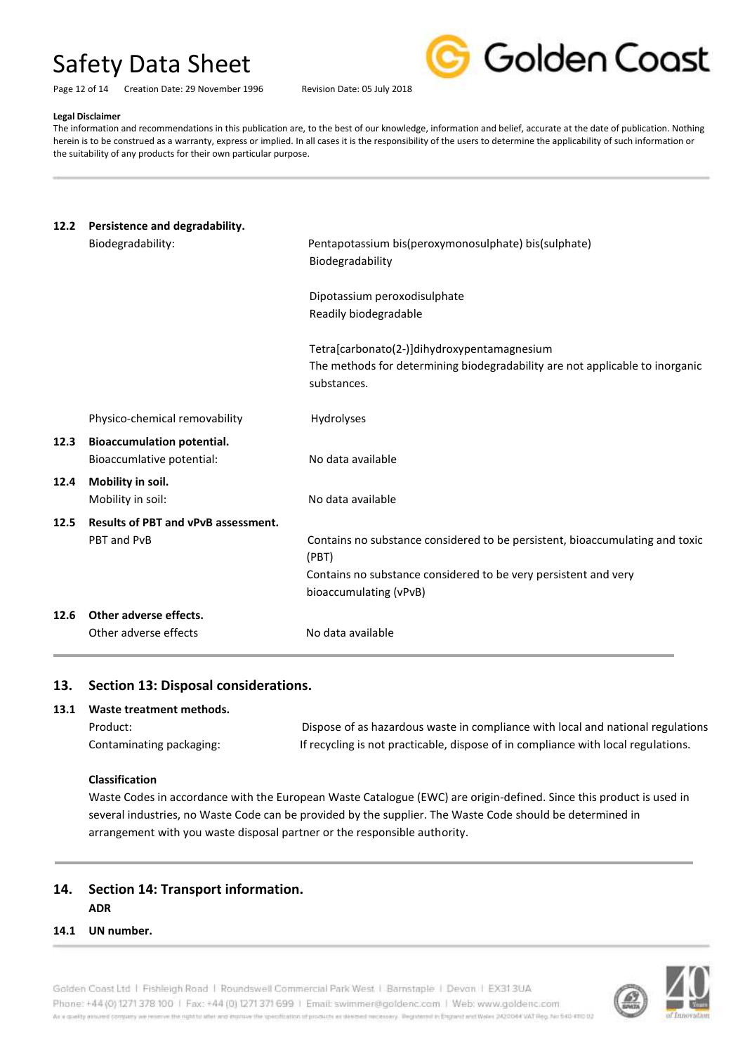**Legal Disclaimer**

The information and recommendations in this publication are, to the best of our knowledge, information and belief, accurate at the date of publication. Nothing herein is to be construed as a warranty, express or implied. In all cases it is the responsibility of the users to determine the applicability of such information or the suitability of any products for their own particular purpose.

---

**12.2 Persistence and degradability.**

| | |
|---|---|
| Biodegradability: | Pentapotassium bis(peroxymonosulphate) bis(sulphate)<br>Biodegradability<br><br>Dipotassium peroxodisulphate<br>Readily biodegradable<br><br>Tetra[carbonato(2-)]dihydroxypentamagnesium<br>The methods for determining biodegradability are not applicable to inorganic substances. |
| Physico-chemical removability | Hydrolyses |

**12.3 Bioaccumulation potential.**

| | |
|---|---|
| Bioaccumlative potential: | No data available |

**12.4 Mobility in soil.**

| | |
|---|---|
| Mobility in soil: | No data available |

**12.5 Results of PBT and vPvB assessment.**

| | |
|---|---|
| PBT and PvB | Contains no substance considered to be persistent, bioaccumulating and toxic (PBT)<br>Contains no substance considered to be very persistent and very bioaccumulating (vPvB) |

**12.6 Other adverse effects.**

| | |
|---|---|
| Other adverse effects | No data available |

## 13. Section 13: Disposal considerations.

**13.1 Waste treatment methods.**

| | |
|---|---|
| Product: | Dispose of as hazardous waste in compliance with local and national regulations |
| Contaminating packaging: | If recycling is not practicable, dispose of in compliance with local regulations. |

**Classification**

Waste Codes in accordance with the European Waste Catalogue (EWC) are origin-defined. Since this product is used in several industries, no Waste Code can be provided by the supplier. The Waste Code should be determined in arrangement with you waste disposal partner or the responsible authority.

## 14. Section 14: Transport information.

**ADR**

**14.1 UN number.**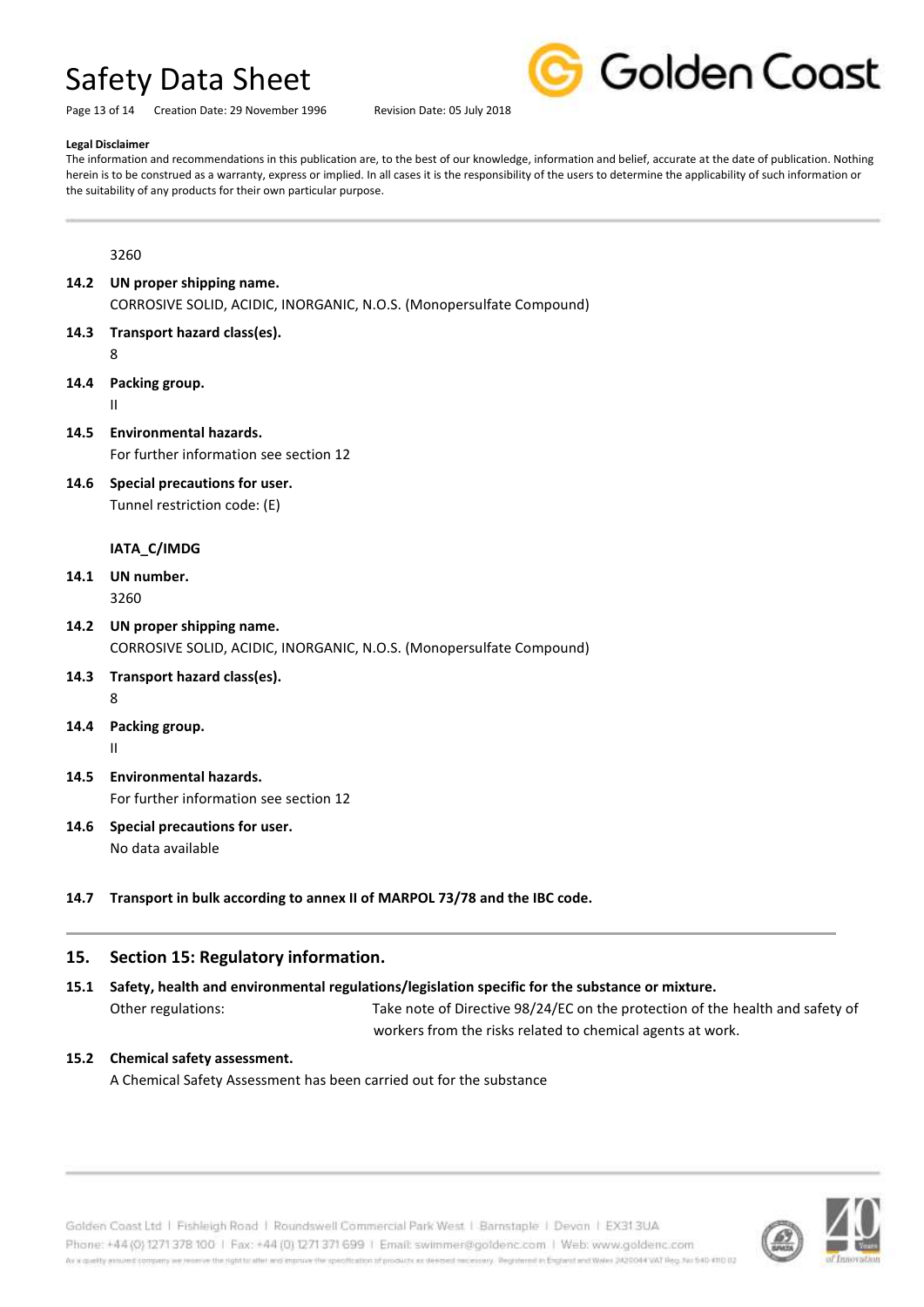**Legal Disclaimer**

The information and recommendations in this publication are, to the best of our knowledge, information and belief, accurate at the date of publication. Nothing herein is to be construed as a warranty, express or implied. In all cases it is the responsibility of the users to determine the applicability of such information or the suitability of any products for their own particular purpose.

3260

**14.2 UN proper shipping name.**

CORROSIVE SOLID, ACIDIC, INORGANIC, N.O.S. (Monopersulfate Compound)

**14.3 Transport hazard class(es).**

8

**14.4 Packing group.**

II

**14.5 Environmental hazards.**

For further information see section 12

**14.6 Special precautions for user.**

Tunnel restriction code: (E)

**IATA_C/IMDG**

**14.1 UN number.**

3260

**14.2 UN proper shipping name.**

CORROSIVE SOLID, ACIDIC, INORGANIC, N.O.S. (Monopersulfate Compound)

**14.3 Transport hazard class(es).**

8

**14.4 Packing group.**

II

**14.5 Environmental hazards.**

For further information see section 12

**14.6 Special precautions for user.**

No data available

**14.7 Transport in bulk according to annex II of MARPOL 73/78 and the IBC code.**

## 15. Section 15: Regulatory information.

**15.1 Safety, health and environmental regulations/legislation specific for the substance or mixture.**

Other regulations: Take note of Directive 98/24/EC on the protection of the health and safety of workers from the risks related to chemical agents at work.

**15.2 Chemical safety assessment.**

A Chemical Safety Assessment has been carried out for the substance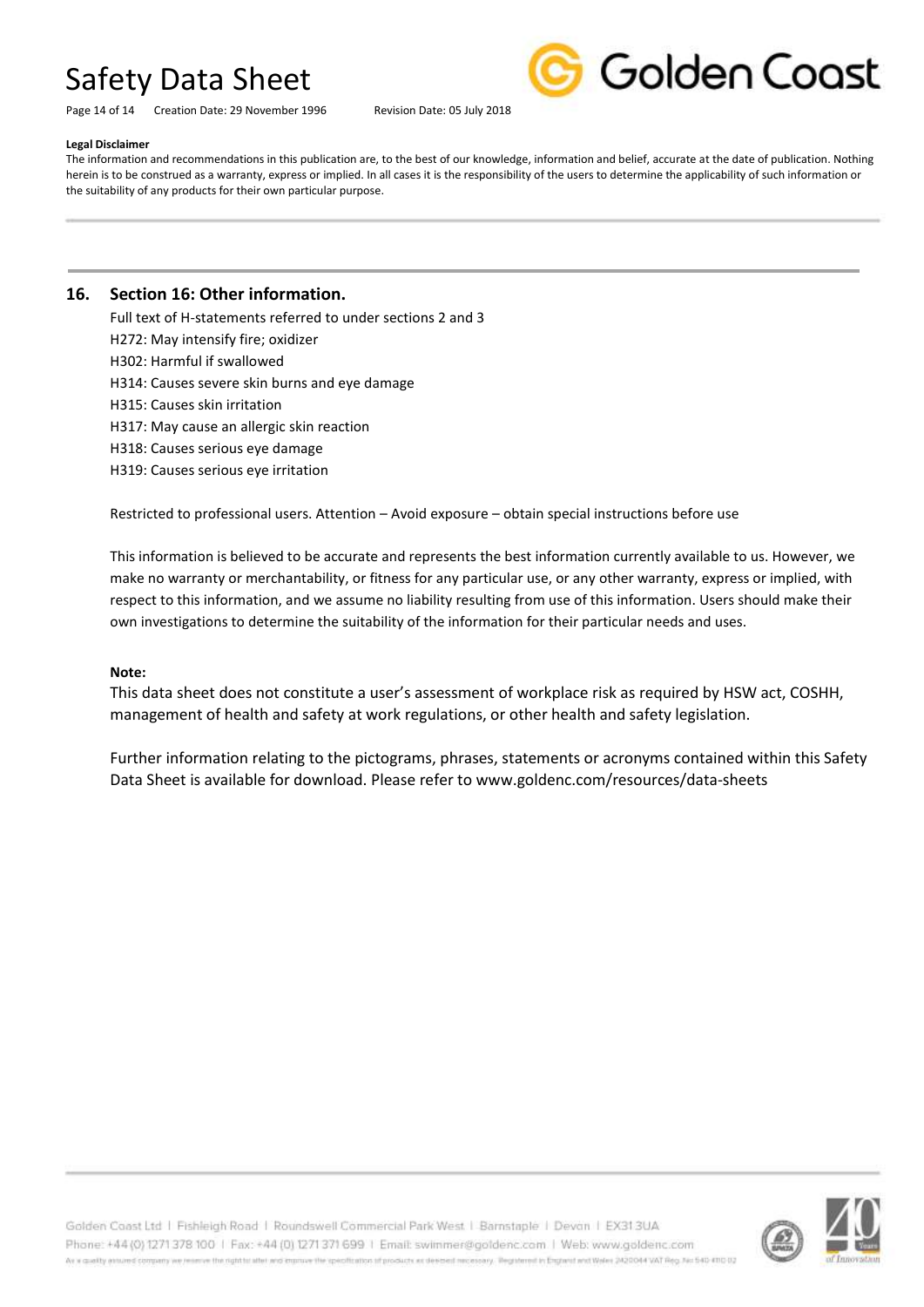**Legal Disclaimer**

The information and recommendations in this publication are, to the best of our knowledge, information and belief, accurate at the date of publication. Nothing herein is to be construed as a warranty, express or implied. In all cases it is the responsibility of the users to determine the applicability of such information or the suitability of any products for their own particular purpose.

## 16. Section 16: Other information.

Full text of H-statements referred to under sections 2 and 3

H272: May intensify fire; oxidizer

H302: Harmful if swallowed

H314: Causes severe skin burns and eye damage

H315: Causes skin irritation

H317: May cause an allergic skin reaction

H318: Causes serious eye damage

H319: Causes serious eye irritation

Restricted to professional users. Attention – Avoid exposure – obtain special instructions before use

This information is believed to be accurate and represents the best information currently available to us. However, we make no warranty or merchantability, or fitness for any particular use, or any other warranty, express or implied, with respect to this information, and we assume no liability resulting from use of this information. Users should make their own investigations to determine the suitability of the information for their particular needs and uses.

**Note:**

This data sheet does not constitute a user's assessment of workplace risk as required by HSW act, COSHH, management of health and safety at work regulations, or other health and safety legislation.

Further information relating to the pictograms, phrases, statements or acronyms contained within this Safety Data Sheet is available for download. Please refer to www.goldenc.com/resources/data-sheets